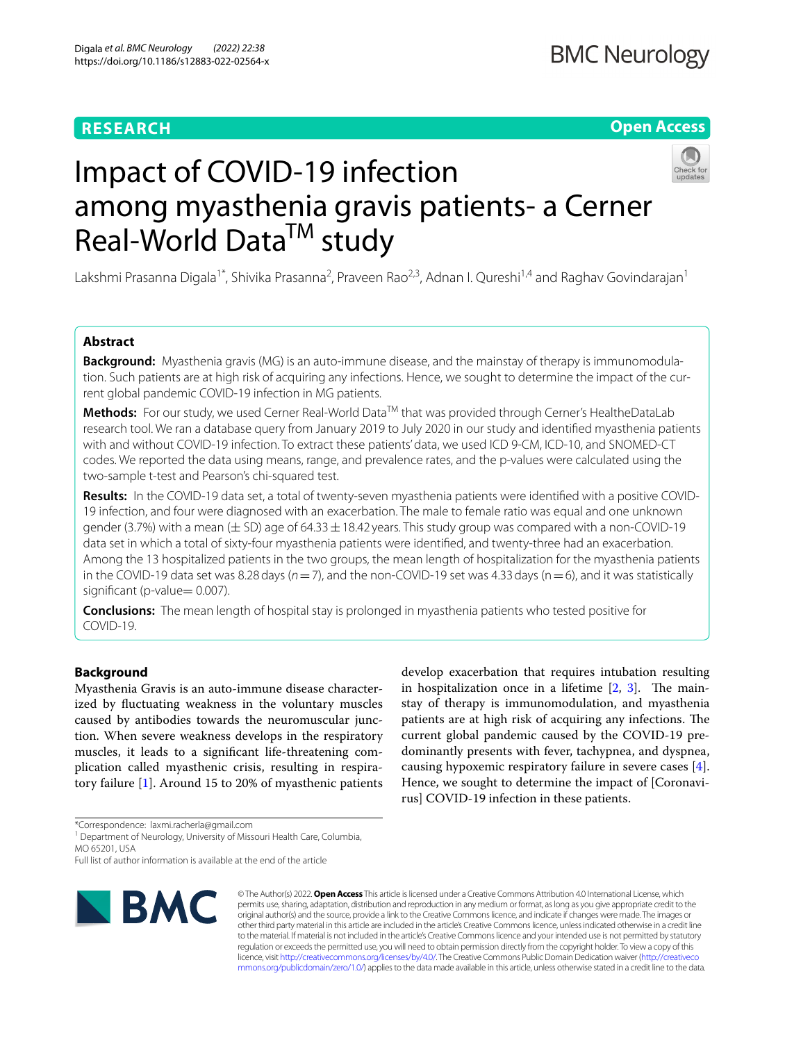**RESEARCH** **Open Access**

# Impact of COVID-19 infection among myasthenia gravis patients- a Cerner Real-World Data[TM] study

Lakshmi Prasanna Digala[1*], Shivika Prasanna[2], Praveen Rao[2,3], Adnan I. Qureshi[1,4] and Raghav Govindarajan[1]

## Abstract

**Background:** Myasthenia gravis (MG) is an auto-immune disease, and the mainstay of therapy is immunomodulation. Such patients are at high risk of acquiring any infections. Hence, we sought to determine the impact of the current global pandemic COVID-19 infection in MG patients.

**Methods:** For our study, we used Cerner Real-World Data[TM] that was provided through Cerner's HealtheDataLab research tool. We ran a database query from January 2019 to July 2020 in our study and identified myasthenia patients with and without COVID-19 infection. To extract these patients' data, we used ICD 9-CM, ICD-10, and SNOMED-CT codes. We reported the data using means, range, and prevalence rates, and the p-values were calculated using the two-sample t-test and Pearson's chi-squared test.

**Results:** In the COVID-19 data set, a total of twenty-seven myasthenia patients were identified with a positive COVID-19 infection, and four were diagnosed with an exacerbation. The male to female ratio was equal and one unknown gender (3.7%) with a mean (± SD) age of 64.33 ± 18.42 years. This study group was compared with a non-COVID-19 data set in which a total of sixty-four myasthenia patients were identified, and twenty-three had an exacerbation. Among the 13 hospitalized patients in the two groups, the mean length of hospitalization for the myasthenia patients in the COVID-19 data set was 8.28 days ($n=7$), and the non-COVID-19 set was 4.33 days ($n=6$), and it was statistically significant (p-value= 0.007).

**Conclusions:** The mean length of hospital stay is prolonged in myasthenia patients who tested positive for COVID-19.

## Background

Myasthenia Gravis is an auto-immune disease characterized by fluctuating weakness in the voluntary muscles caused by antibodies towards the neuromuscular junction. When severe weakness develops in the respiratory muscles, it leads to a significant life-threatening complication called myasthenic crisis, resulting in respiratory failure [1]. Around 15 to 20% of myasthenic patients develop exacerbation that requires intubation resulting in hospitalization once in a lifetime [2, 3]. The mainstay of therapy is immunomodulation, and myasthenia patients are at high risk of acquiring any infections. The current global pandemic caused by the COVID-19 predominantly presents with fever, tachypnea, and dyspnea, causing hypoxemic respiratory failure in severe cases [4]. Hence, we sought to determine the impact of [Coronavirus] COVID-19 infection in these patients.

*Correspondence: laxmi.racherla@gmail.com

[1] Department of Neurology, University of Missouri Health Care, Columbia, MO 65201, USA

Full list of author information is available at the end of the article

© The Author(s) 2022. **Open Access** This article is licensed under a Creative Commons Attribution 4.0 International License, which permits use, sharing, adaptation, distribution and reproduction in any medium or format, as long as you give appropriate credit to the original author(s) and the source, provide a link to the Creative Commons licence, and indicate if changes were made. The images or other third party material in this article are included in the article's Creative Commons licence, unless indicated otherwise in a credit line to the material. If material is not included in the article's Creative Commons licence and your intended use is not permitted by statutory regulation or exceeds the permitted use, you will need to obtain permission directly from the copyright holder. To view a copy of this licence, visit http://creativecommons.org/licenses/by/4.0/. The Creative Commons Public Domain Dedication waiver (http://creativecommons.org/publicdomain/zero/1.0/) applies to the data made available in this article, unless otherwise stated in a credit line to the data.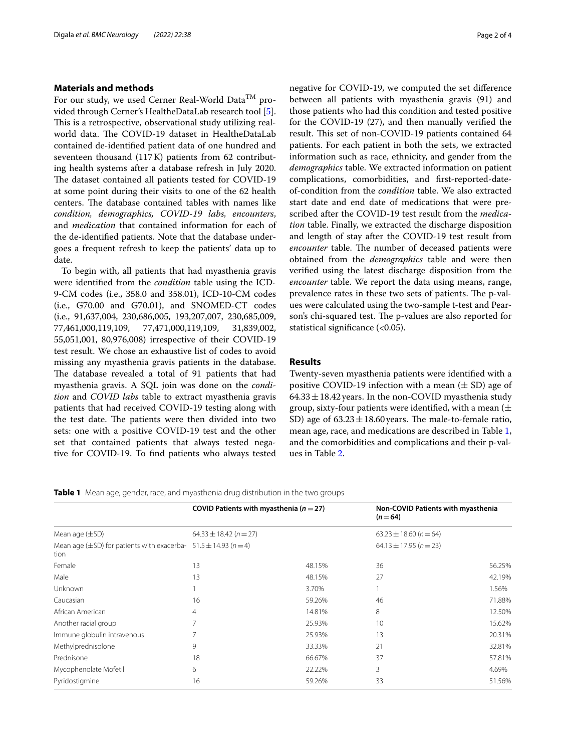## Materials and methods

For our study, we used Cerner Real-World Data$^{TM}$ provided through Cerner's HealtheDataLab research tool [5]. This is a retrospective, observational study utilizing real-world data. The COVID-19 dataset in HealtheDataLab contained de-identified patient data of one hundred and seventeen thousand (117 K) patients from 62 contributing health systems after a database refresh in July 2020. The dataset contained all patients tested for COVID-19 at some point during their visits to one of the 62 health centers. The database contained tables with names like *condition, demographics, COVID-19 labs, encounters*, and *medication* that contained information for each of the de-identified patients. Note that the database undergoes a frequent refresh to keep the patients' data up to date.

To begin with, all patients that had myasthenia gravis were identified from the *condition* table using the ICD-9-CM codes (i.e., 358.0 and 358.01), ICD-10-CM codes (i.e., G70.00 and G70.01), and SNOMED-CT codes (i.e., 91,637,004, 230,686,005, 193,207,007, 230,685,009, 77,461,000,119,109, 77,471,000,119,109, 31,839,002, 55,051,001, 80,976,008) irrespective of their COVID-19 test result. We chose an exhaustive list of codes to avoid missing any myasthenia gravis patients in the database. The database revealed a total of 91 patients that had myasthenia gravis. A SQL join was done on the *condition* and *COVID labs* table to extract myasthenia gravis patients that had received COVID-19 testing along with the test date. The patients were then divided into two sets: one with a positive COVID-19 test and the other set that contained patients that always tested negative for COVID-19. To find patients who always tested negative for COVID-19, we computed the set difference between all patients with myasthenia gravis (91) and those patients who had this condition and tested positive for the COVID-19 (27), and then manually verified the result. This set of non-COVID-19 patients contained 64 patients. For each patient in both the sets, we extracted information such as race, ethnicity, and gender from the *demographics* table. We extracted information on patient complications, comorbidities, and first-reported-date-of-condition from the *condition* table. We also extracted start date and end date of medications that were prescribed after the COVID-19 test result from the *medication* table. Finally, we extracted the discharge disposition and length of stay after the COVID-19 test result from *encounter* table. The number of deceased patients were obtained from the *demographics* table and were then verified using the latest discharge disposition from the *encounter* table. We report the data using means, range, prevalence rates in these two sets of patients. The p-values were calculated using the two-sample t-test and Pearson's chi-squared test. The p-values are also reported for statistical significance (<0.05).

## Results

Twenty-seven myasthenia patients were identified with a positive COVID-19 infection with a mean ($\pm$ SD) age of $64.33 \pm 18.42$ years. In the non-COVID myasthenia study group, sixty-four patients were identified, with a mean ($\pm$ SD) age of $63.23 \pm 18.60$ years. The male-to-female ratio, mean age, race, and medications are described in Table 1, and the comorbidities and complications and their p-values in Table 2.

**Table 1** Mean age, gender, race, and myasthenia drug distribution in the two groups

| | **COVID Patients with myasthenia ($n = 27$)** | | **Non-COVID Patients with myasthenia ($n = 64$)** | |
|---|---|---|---|---|
| Mean age (±SD) | $64.33 \pm 18.42$ ($n = 27$) | | $63.23 \pm 18.60$ ($n = 64$) | |
| Mean age (±SD) for patients with exacerbation | $51.5 \pm 14.93$ ($n = 4$) | | $64.13 \pm 17.95$ ($n = 23$) | |
| Female | 13 | 48.15% | 36 | 56.25% |
| Male | 13 | 48.15% | 27 | 42.19% |
| Unknown | 1 | 3.70% | 1 | 1.56% |
| Caucasian | 16 | 59.26% | 46 | 71.88% |
| African American | 4 | 14.81% | 8 | 12.50% |
| Another racial group | 7 | 25.93% | 10 | 15.62% |
| Immune globulin intravenous | 7 | 25.93% | 13 | 20.31% |
| Methylprednisolone | 9 | 33.33% | 21 | 32.81% |
| Prednisone | 18 | 66.67% | 37 | 57.81% |
| Mycophenolate Mofetil | 6 | 22.22% | 3 | 4.69% |
| Pyridostigmine | 16 | 59.26% | 33 | 51.56% |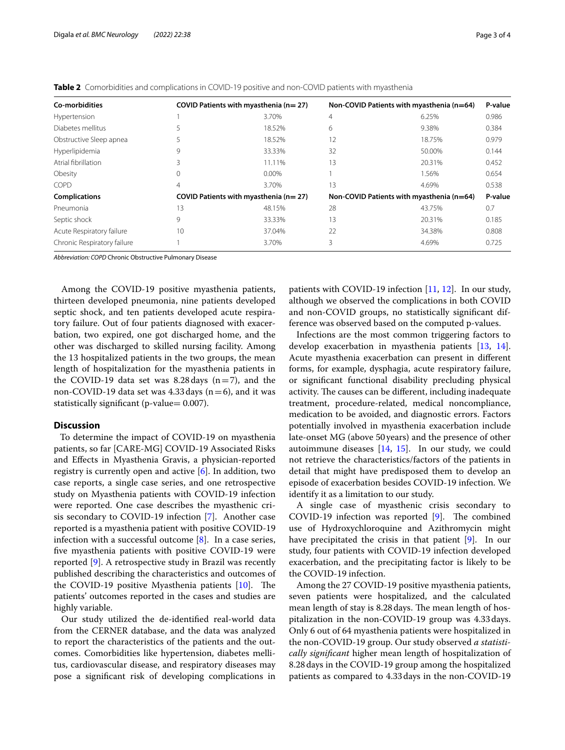**Table 2** Comorbidities and complications in COVID-19 positive and non-COVID patients with myasthenia

| Co-morbidities | COVID Patients with myasthenia (n= 27) | | Non-COVID Patients with myasthenia (n=64) | | P-value |
|---|---|---|---|---|---|
| Hypertension | 1 | 3.70% | 4 | 6.25% | 0.986 |
| Diabetes mellitus | 5 | 18.52% | 6 | 9.38% | 0.384 |
| Obstructive Sleep apnea | 5 | 18.52% | 12 | 18.75% | 0.979 |
| Hyperlipidemia | 9 | 33.33% | 32 | 50.00% | 0.144 |
| Atrial fibrillation | 3 | 11.11% | 13 | 20.31% | 0.452 |
| Obesity | 0 | 0.00% | 1 | 1.56% | 0.654 |
| COPD | 4 | 3.70% | 13 | 4.69% | 0.538 |
| **Complications** | **COVID Patients with myasthenia (n= 27)** | | **Non-COVID Patients with myasthenia (n=64)** | | **P-value** |
| Pneumonia | 13 | 48.15% | 28 | 43.75% | 0.7 |
| Septic shock | 9 | 33.33% | 13 | 20.31% | 0.185 |
| Acute Respiratory failure | 10 | 37.04% | 22 | 34.38% | 0.808 |
| Chronic Respiratory failure | 1 | 3.70% | 3 | 4.69% | 0.725 |

*Abbreviation: COPD* Chronic Obstructive Pulmonary Disease

Among the COVID-19 positive myasthenia patients, thirteen developed pneumonia, nine patients developed septic shock, and ten patients developed acute respiratory failure. Out of four patients diagnosed with exacerbation, two expired, one got discharged home, and the other was discharged to skilled nursing facility. Among the 13 hospitalized patients in the two groups, the mean length of hospitalization for the myasthenia patients in the COVID-19 data set was 8.28 days ($n=7$), and the non-COVID-19 data set was 4.33 days ($n=6$), and it was statistically significant (p-value= 0.007).

## Discussion

To determine the impact of COVID-19 on myasthenia patients, so far [CARE-MG] COVID-19 Associated Risks and Effects in Myasthenia Gravis, a physician-reported registry is currently open and active [6]. In addition, two case reports, a single case series, and one retrospective study on Myasthenia patients with COVID-19 infection were reported. One case describes the myasthenic crisis secondary to COVID-19 infection [7]. Another case reported is a myasthenia patient with positive COVID-19 infection with a successful outcome [8]. In a case series, five myasthenia patients with positive COVID-19 were reported [9]. A retrospective study in Brazil was recently published describing the characteristics and outcomes of the COVID-19 positive Myasthenia patients [10]. The patients' outcomes reported in the cases and studies are highly variable.

Our study utilized the de-identified real-world data from the CERNER database, and the data was analyzed to report the characteristics of the patients and the outcomes. Comorbidities like hypertension, diabetes mellitus, cardiovascular disease, and respiratory diseases may pose a significant risk of developing complications in patients with COVID-19 infection [11, 12]. In our study, although we observed the complications in both COVID and non-COVID groups, no statistically significant difference was observed based on the computed p-values.

Infections are the most common triggering factors to develop exacerbation in myasthenia patients [13, 14]. Acute myasthenia exacerbation can present in different forms, for example, dysphagia, acute respiratory failure, or significant functional disability precluding physical activity. The causes can be different, including inadequate treatment, procedure-related, medical noncompliance, medication to be avoided, and diagnostic errors. Factors potentially involved in myasthenia exacerbation include late-onset MG (above 50 years) and the presence of other autoimmune diseases [14, 15]. In our study, we could not retrieve the characteristics/factors of the patients in detail that might have predisposed them to develop an episode of exacerbation besides COVID-19 infection. We identify it as a limitation to our study.

A single case of myasthenic crisis secondary to COVID-19 infection was reported [9]. The combined use of Hydroxychloroquine and Azithromycin might have precipitated the crisis in that patient [9]. In our study, four patients with COVID-19 infection developed exacerbation, and the precipitating factor is likely to be the COVID-19 infection.

Among the 27 COVID-19 positive myasthenia patients, seven patients were hospitalized, and the calculated mean length of stay is 8.28 days. The mean length of hospitalization in the non-COVID-19 group was 4.33 days. Only 6 out of 64 myasthenia patients were hospitalized in the non-COVID-19 group. Our study observed *a statistically significant* higher mean length of hospitalization of 8.28 days in the COVID-19 group among the hospitalized patients as compared to 4.33 days in the non-COVID-19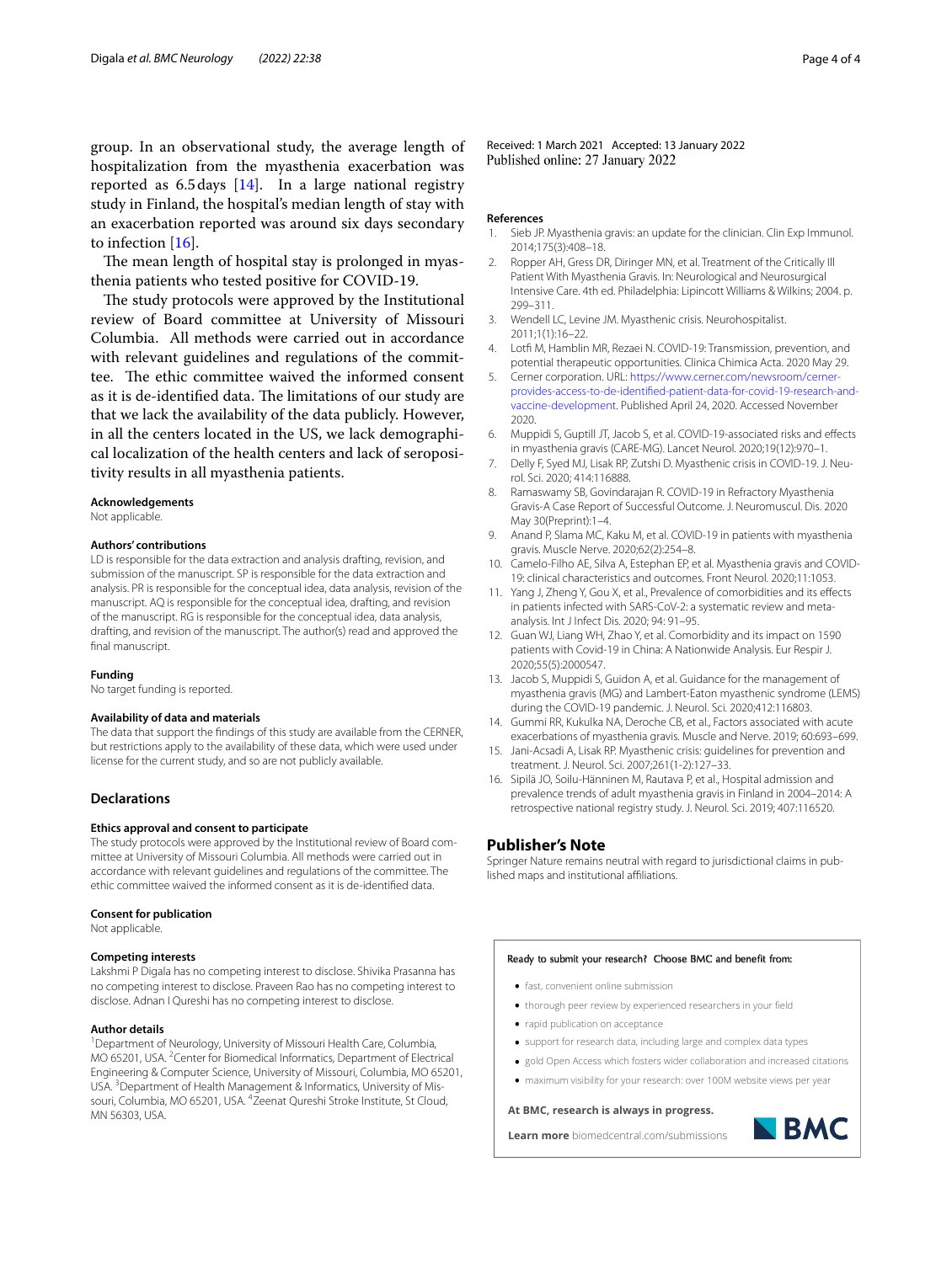group. In an observational study, the average length of hospitalization from the myasthenia exacerbation was reported as 6.5 days [14]. In a large national registry study in Finland, the hospital's median length of stay with an exacerbation reported was around six days secondary to infection [16].

The mean length of hospital stay is prolonged in myasthenia patients who tested positive for COVID-19.

The study protocols were approved by the Institutional review of Board committee at University of Missouri Columbia. All methods were carried out in accordance with relevant guidelines and regulations of the committee. The ethic committee waived the informed consent as it is de-identified data. The limitations of our study are that we lack the availability of the data publicly. However, in all the centers located in the US, we lack demographical localization of the health centers and lack of seropositivity results in all myasthenia patients.

#### Acknowledgements

Not applicable.

#### Authors' contributions

LD is responsible for the data extraction and analysis drafting, revision, and submission of the manuscript. SP is responsible for the data extraction and analysis. PR is responsible for the conceptual idea, data analysis, revision of the manuscript. AQ is responsible for the conceptual idea, drafting, and revision of the manuscript. RG is responsible for the conceptual idea, data analysis, drafting, and revision of the manuscript. The author(s) read and approved the final manuscript.

#### Funding

No target funding is reported.

#### Availability of data and materials

The data that support the findings of this study are available from the CERNER, but restrictions apply to the availability of these data, which were used under license for the current study, and so are not publicly available.

### Declarations

#### Ethics approval and consent to participate

The study protocols were approved by the Institutional review of Board committee at University of Missouri Columbia. All methods were carried out in accordance with relevant guidelines and regulations of the committee. The ethic committee waived the informed consent as it is de-identified data.

#### Consent for publication

Not applicable.

#### Competing interests

Lakshmi P Digala has no competing interest to disclose. Shivika Prasanna has no competing interest to disclose. Praveen Rao has no competing interest to disclose. Adnan I Qureshi has no competing interest to disclose.

#### Author details

[1]Department of Neurology, University of Missouri Health Care, Columbia, MO 65201, USA. [2]Center for Biomedical Informatics, Department of Electrical Engineering & Computer Science, University of Missouri, Columbia, MO 65201, USA. [3]Department of Health Management & Informatics, University of Missouri, Columbia, MO 65201, USA. [4]Zeenat Qureshi Stroke Institute, St Cloud, MN 56303, USA.

Received: 1 March 2021 Accepted: 13 January 2022
Published online: 27 January 2022

#### References

1. Sieb JP. Myasthenia gravis: an update for the clinician. Clin Exp Immunol. 2014;175(3):408–18.
2. Ropper AH, Gress DR, Diringer MN, et al. Treatment of the Critically Ill Patient With Myasthenia Gravis. In: Neurological and Neurosurgical Intensive Care. 4th ed. Philadelphia: Lipincott Williams & Wilkins; 2004. p. 299–311.
3. Wendell LC, Levine JM. Myasthenic crisis. Neurohospitalist. 2011;1(1):16–22.
4. Lotfi M, Hamblin MR, Rezaei N. COVID-19: Transmission, prevention, and potential therapeutic opportunities. Clinica Chimica Acta. 2020 May 29.
5. Cerner corporation. URL: https://www.cerner.com/newsroom/cerner-provides-access-to-de-identified-patient-data-for-covid-19-research-and-vaccine-development. Published April 24, 2020. Accessed November 2020.
6. Muppidi S, Guptill JT, Jacob S, et al. COVID-19-associated risks and effects in myasthenia gravis (CARE-MG). Lancet Neurol. 2020;19(12):970–1.
7. Delly F, Syed MJ, Lisak RP, Zutshi D. Myasthenic crisis in COVID-19. J. Neurol. Sci. 2020; 414:116888.
8. Ramaswamy SB, Govindarajan R. COVID-19 in Refractory Myasthenia Gravis-A Case Report of Successful Outcome. J. Neuromuscul. Dis. 2020 May 30(Preprint):1–4.
9. Anand P, Slama MC, Kaku M, et al. COVID-19 in patients with myasthenia gravis. Muscle Nerve. 2020;62(2):254–8.
10. Camelo-Filho AE, Silva A, Estephan EP, et al. Myasthenia gravis and COVID-19: clinical characteristics and outcomes. Front Neurol. 2020;11:1053.
11. Yang J, Zheng Y, Gou X, et al., Prevalence of comorbidities and its effects in patients infected with SARS-CoV-2: a systematic review and meta-analysis. Int J Infect Dis. 2020; 94: 91–95.
12. Guan WJ, Liang WH, Zhao Y, et al. Comorbidity and its impact on 1590 patients with Covid-19 in China: A Nationwide Analysis. Eur Respir J. 2020;55(5):2000547.
13. Jacob S, Muppidi S, Guidon A, et al. Guidance for the management of myasthenia gravis (MG) and Lambert-Eaton myasthenic syndrome (LEMS) during the COVID-19 pandemic. J. Neurol. Sci. 2020;412:116803.
14. Gummi RR, Kukulka NA, Deroche CB, et al., Factors associated with acute exacerbations of myasthenia gravis. Muscle and Nerve. 2019; 60:693–699.
15. Jani-Acsadi A, Lisak RP. Myasthenic crisis: guidelines for prevention and treatment. J. Neurol. Sci. 2007;261(1-2):127–33.
16. Sipilä JO, Soilu-Hänninen M, Rautava P, et al., Hospital admission and prevalence trends of adult myasthenia gravis in Finland in 2004–2014: A retrospective national registry study. J. Neurol. Sci. 2019; 407:116520.

### Publisher's Note

Springer Nature remains neutral with regard to jurisdictional claims in published maps and institutional affiliations.

Ready to submit your research? Choose BMC and benefit from:

- fast, convenient online submission
- thorough peer review by experienced researchers in your field
- rapid publication on acceptance
- support for research data, including large and complex data types
- gold Open Access which fosters wider collaboration and increased citations
- maximum visibility for your research: over 100M website views per year

**At BMC, research is always in progress.**

**Learn more** biomedcentral.com/submissions

BMC